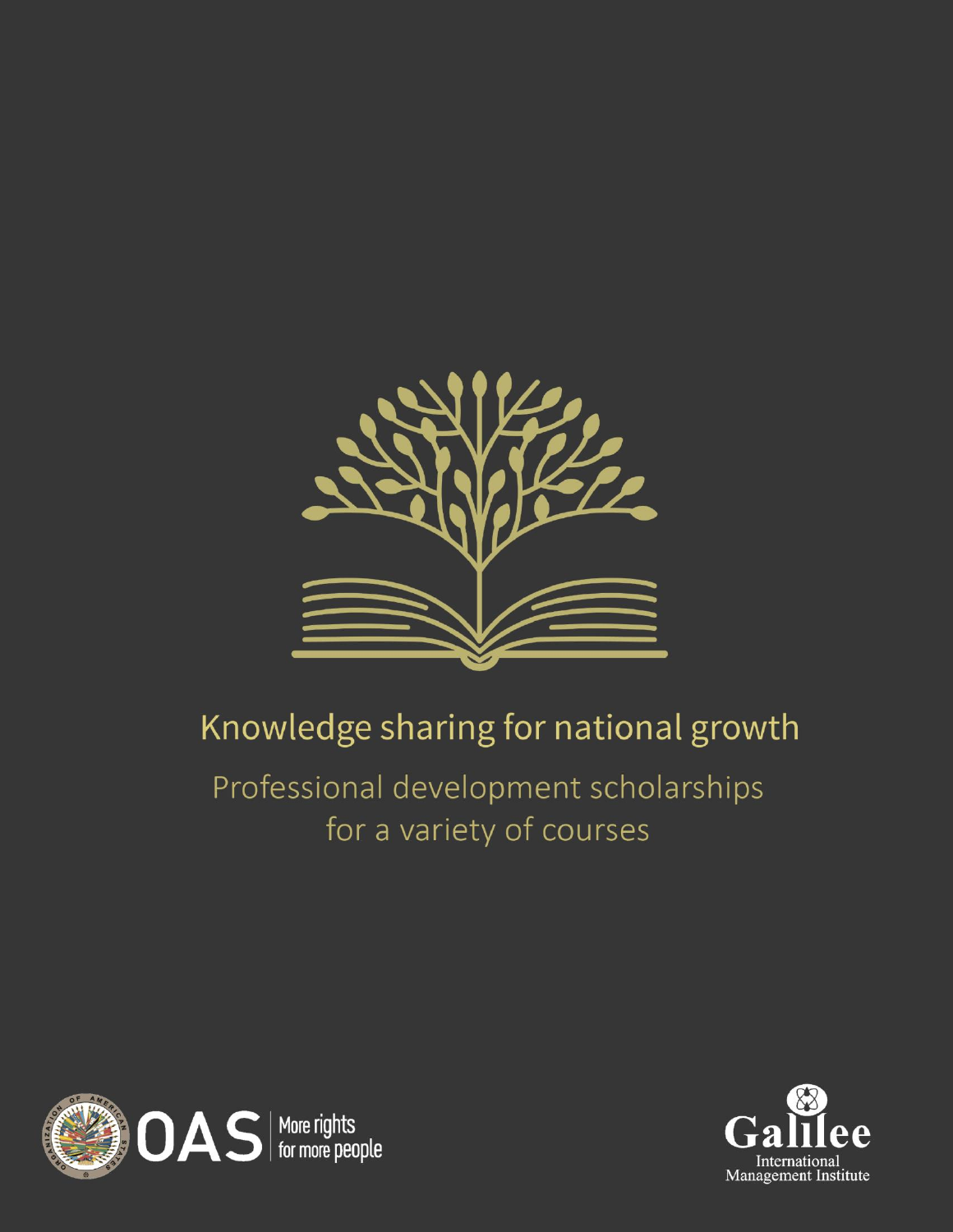# Knowledge sharing for national growth

## Professional development scholarships for a variety of courses

OAS More rights for more people

Galilee International Management Institute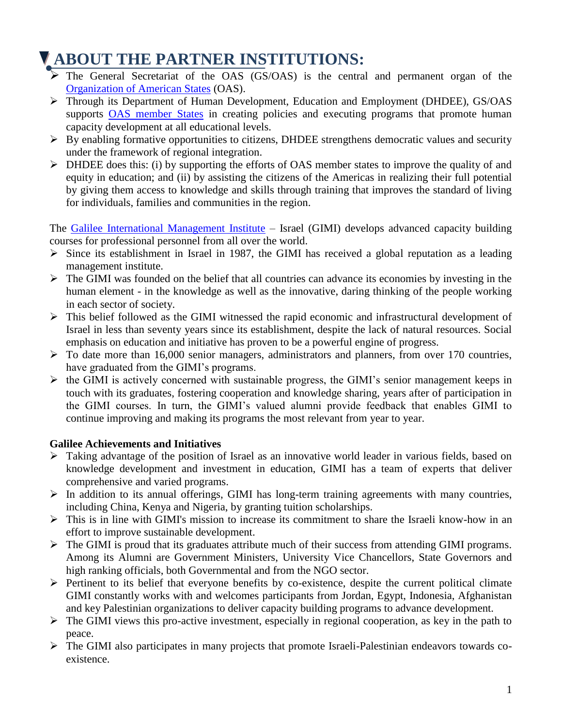# ABOUT THE PARTNER INSTITUTIONS:

- The General Secretariat of the OAS (GS/OAS) is the central and permanent organ of the Organization of American States (OAS).
- Through its Department of Human Development, Education and Employment (DHDEE), GS/OAS supports OAS member States in creating policies and executing programs that promote human capacity development at all educational levels.
- By enabling formative opportunities to citizens, DHDEE strengthens democratic values and security under the framework of regional integration.
- DHDEE does this: (i) by supporting the efforts of OAS member states to improve the quality of and equity in education; and (ii) by assisting the citizens of the Americas in realizing their full potential by giving them access to knowledge and skills through training that improves the standard of living for individuals, families and communities in the region.

The Galilee International Management Institute – Israel (GIMI) develops advanced capacity building courses for professional personnel from all over the world.

- Since its establishment in Israel in 1987, the GIMI has received a global reputation as a leading management institute.
- The GIMI was founded on the belief that all countries can advance its economies by investing in the human element - in the knowledge as well as the innovative, daring thinking of the people working in each sector of society.
- This belief followed as the GIMI witnessed the rapid economic and infrastructural development of Israel in less than seventy years since its establishment, despite the lack of natural resources. Social emphasis on education and initiative has proven to be a powerful engine of progress.
- To date more than 16,000 senior managers, administrators and planners, from over 170 countries, have graduated from the GIMI's programs.
- the GIMI is actively concerned with sustainable progress, the GIMI's senior management keeps in touch with its graduates, fostering cooperation and knowledge sharing, years after of participation in the GIMI courses. In turn, the GIMI's valued alumni provide feedback that enables GIMI to continue improving and making its programs the most relevant from year to year.

**Galilee Achievements and Initiatives**

- Taking advantage of the position of Israel as an innovative world leader in various fields, based on knowledge development and investment in education, GIMI has a team of experts that deliver comprehensive and varied programs.
- In addition to its annual offerings, GIMI has long-term training agreements with many countries, including China, Kenya and Nigeria, by granting tuition scholarships.
- This is in line with GIMI's mission to increase its commitment to share the Israeli know-how in an effort to improve sustainable development.
- The GIMI is proud that its graduates attribute much of their success from attending GIMI programs. Among its Alumni are Government Ministers, University Vice Chancellors, State Governors and high ranking officials, both Governmental and from the NGO sector.
- Pertinent to its belief that everyone benefits by co-existence, despite the current political climate GIMI constantly works with and welcomes participants from Jordan, Egypt, Indonesia, Afghanistan and key Palestinian organizations to deliver capacity building programs to advance development.
- The GIMI views this pro-active investment, especially in regional cooperation, as key in the path to peace.
- The GIMI also participates in many projects that promote Israeli-Palestinian endeavors towards co-existence.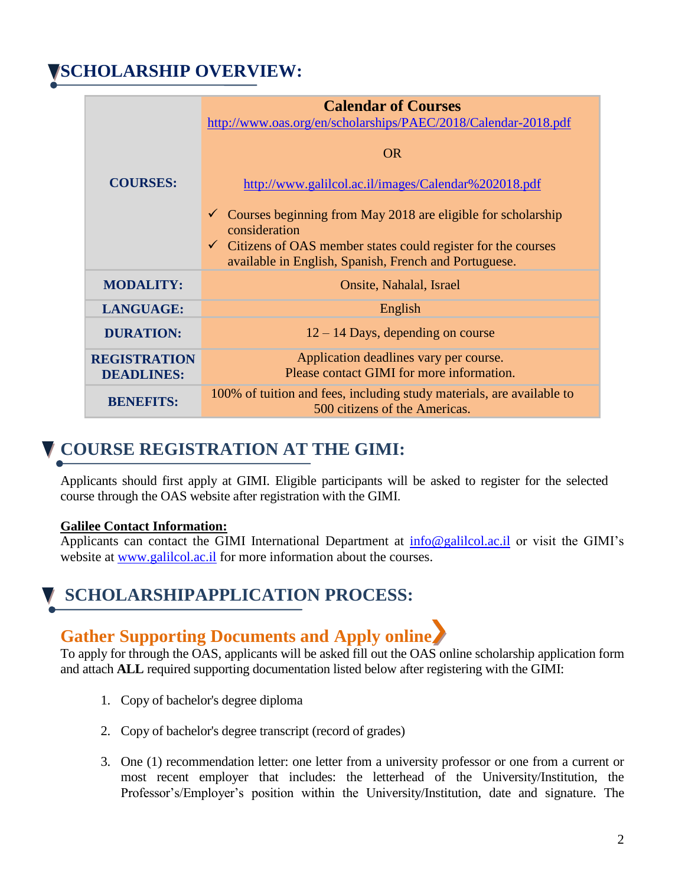## SCHOLARSHIP OVERVIEW:

| | |
|---|---|
| **COURSES:** | **Calendar of Courses**<br>http://www.oas.org/en/scholarships/PAEC/2018/Calendar-2018.pdf<br><br>OR<br><br>http://www.galilcol.ac.il/images/Calendar%202018.pdf<br><br>✓ Courses beginning from May 2018 are eligible for scholarship consideration<br>✓ Citizens of OAS member states could register for the courses available in English, Spanish, French and Portuguese. |
| **MODALITY:** | Onsite, Nahalal, Israel |
| **LANGUAGE:** | English |
| **DURATION:** | 12 – 14 Days, depending on course |
| **REGISTRATION DEADLINES:** | Application deadlines vary per course.<br>Please contact GIMI for more information. |
| **BENEFITS:** | 100% of tuition and fees, including study materials, are available to 500 citizens of the Americas. |

## COURSE REGISTRATION AT THE GIMI:

Applicants should first apply at GIMI. Eligible participants will be asked to register for the selected course through the OAS website after registration with the GIMI.

**Galilee Contact Information:**
Applicants can contact the GIMI International Department at info@galilcol.ac.il or visit the GIMI's website at www.galilcol.ac.il for more information about the courses.

## SCHOLARSHIPAPPLICATION PROCESS:

### Gather Supporting Documents and Apply online

To apply for through the OAS, applicants will be asked fill out the OAS online scholarship application form and attach **ALL** required supporting documentation listed below after registering with the GIMI:

1. Copy of bachelor's degree diploma
2. Copy of bachelor's degree transcript (record of grades)
3. One (1) recommendation letter: one letter from a university professor or one from a current or most recent employer that includes: the letterhead of the University/Institution, the Professor's/Employer's position within the University/Institution, date and signature. The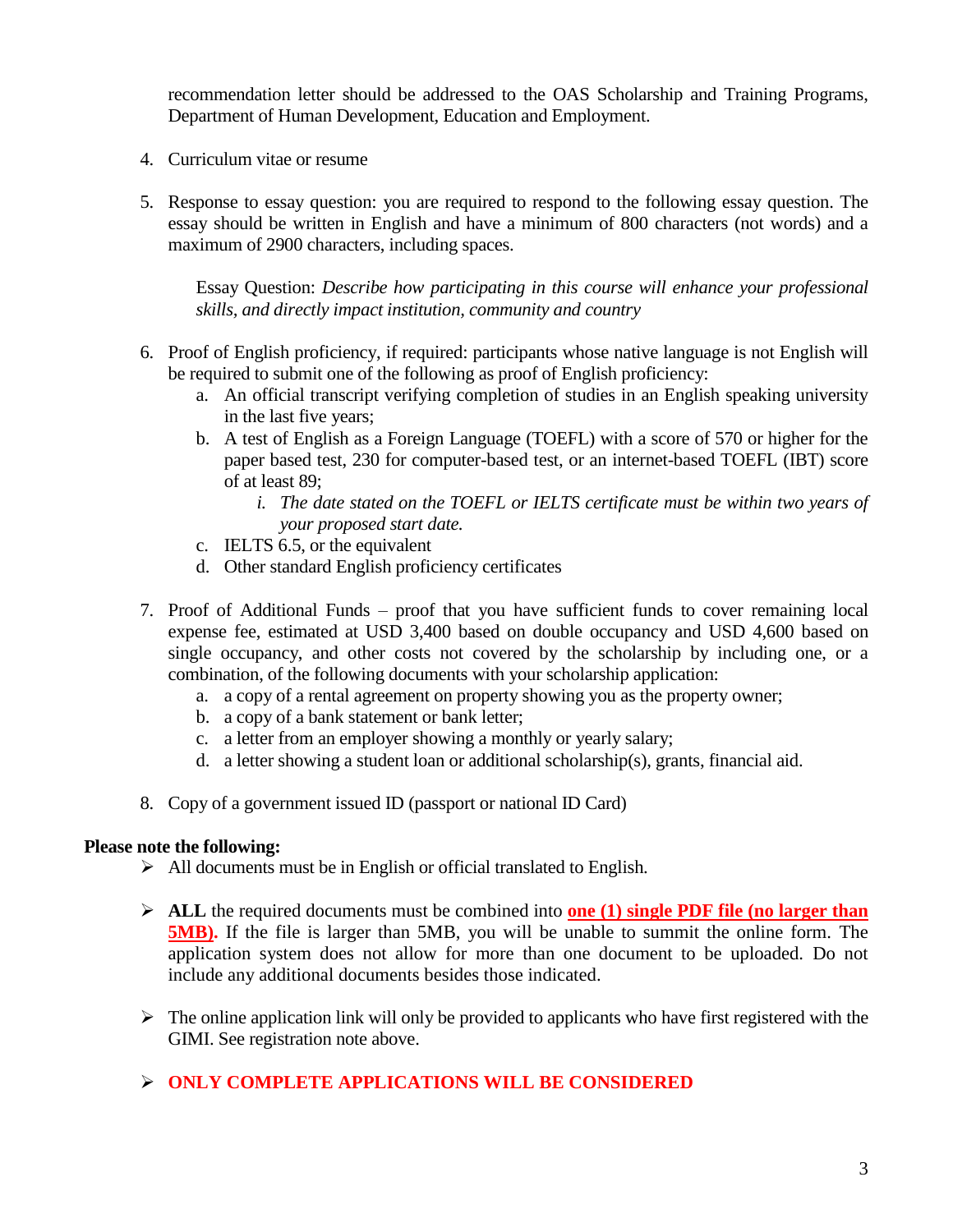recommendation letter should be addressed to the OAS Scholarship and Training Programs, Department of Human Development, Education and Employment.

4. Curriculum vitae or resume

5. Response to essay question: you are required to respond to the following essay question. The essay should be written in English and have a minimum of 800 characters (not words) and a maximum of 2900 characters, including spaces.

   Essay Question: *Describe how participating in this course will enhance your professional skills, and directly impact institution, community and country*

6. Proof of English proficiency, if required: participants whose native language is not English will be required to submit one of the following as proof of English proficiency:
   a. An official transcript verifying completion of studies in an English speaking university in the last five years;
   b. A test of English as a Foreign Language (TOEFL) with a score of 570 or higher for the paper based test, 230 for computer-based test, or an internet-based TOEFL (IBT) score of at least 89;
      i. *The date stated on the TOEFL or IELTS certificate must be within two years of your proposed start date.*
   c. IELTS 6.5, or the equivalent
   d. Other standard English proficiency certificates

7. Proof of Additional Funds – proof that you have sufficient funds to cover remaining local expense fee, estimated at USD 3,400 based on double occupancy and USD 4,600 based on single occupancy, and other costs not covered by the scholarship by including one, or a combination, of the following documents with your scholarship application:
   a. a copy of a rental agreement on property showing you as the property owner;
   b. a copy of a bank statement or bank letter;
   c. a letter from an employer showing a monthly or yearly salary;
   d. a letter showing a student loan or additional scholarship(s), grants, financial aid.

8. Copy of a government issued ID (passport or national ID Card)

**Please note the following:**

- All documents must be in English or official translated to English.

- **ALL** the required documents must be combined into **one (1) single PDF file (no larger than 5MB).** If the file is larger than 5MB, you will be unable to summit the online form. The application system does not allow for more than one document to be uploaded. Do not include any additional documents besides those indicated.

- The online application link will only be provided to applicants who have first registered with the GIMI. See registration note above.

- **ONLY COMPLETE APPLICATIONS WILL BE CONSIDERED**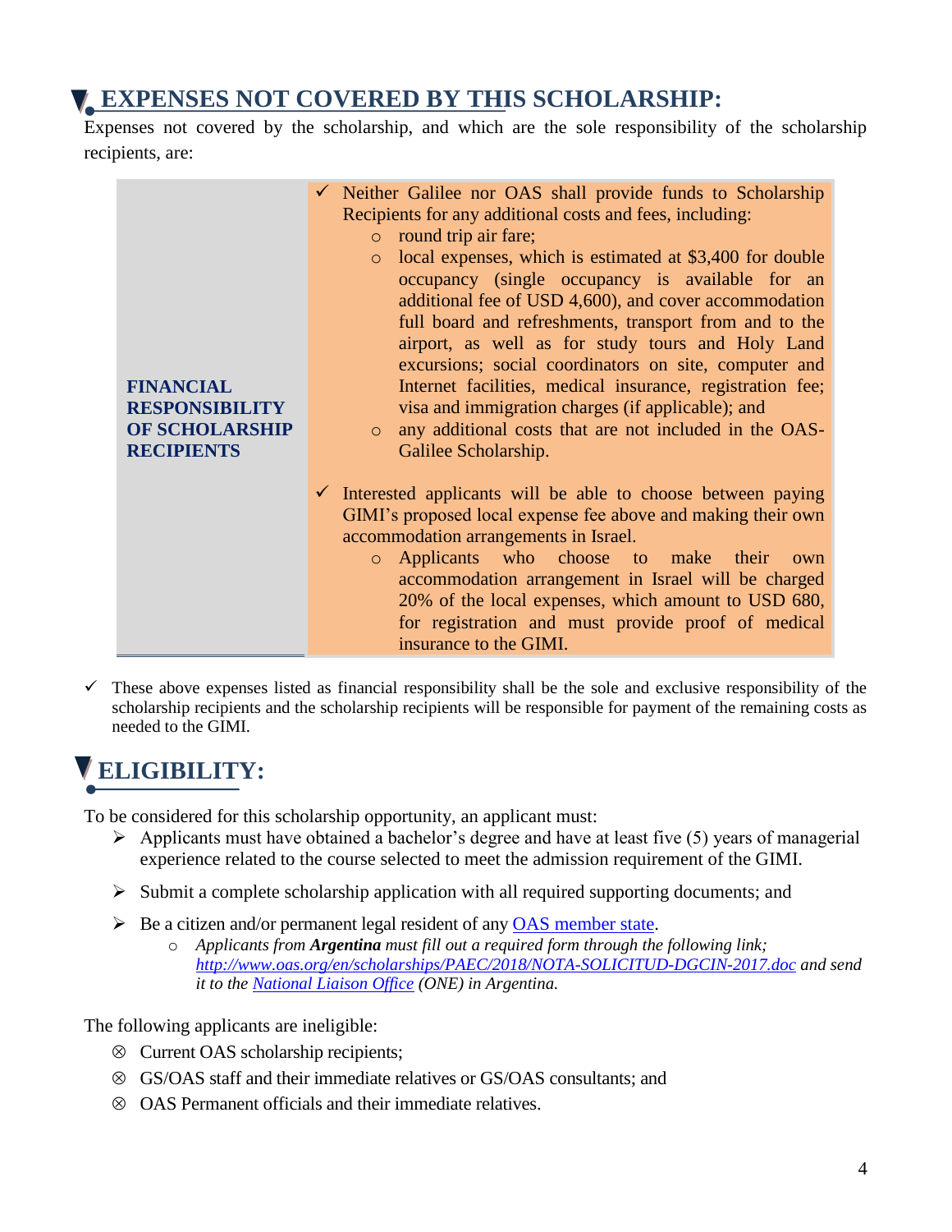## EXPENSES NOT COVERED BY THIS SCHOLARSHIP:

Expenses not covered by the scholarship, and which are the sole responsibility of the scholarship recipients, are:

| | |
|---|---|
| **FINANCIAL RESPONSIBILITY OF SCHOLARSHIP RECIPIENTS** | ✓ Neither Galilee nor OAS shall provide funds to Scholarship Recipients for any additional costs and fees, including:<br>○ round trip air fare;<br>○ local expenses, which is estimated at $3,400 for double occupancy (single occupancy is available for an additional fee of USD 4,600), and cover accommodation full board and refreshments, transport from and to the airport, as well as for study tours and Holy Land excursions; social coordinators on site, computer and Internet facilities, medical insurance, registration fee; visa and immigration charges (if applicable); and<br>○ any additional costs that are not included in the OAS-Galilee Scholarship.<br><br>✓ Interested applicants will be able to choose between paying GIMI's proposed local expense fee above and making their own accommodation arrangements in Israel.<br>○ Applicants who choose to make their own accommodation arrangement in Israel will be charged 20% of the local expenses, which amount to USD 680, for registration and must provide proof of medical insurance to the GIMI. |

- ✓ These above expenses listed as financial responsibility shall be the sole and exclusive responsibility of the scholarship recipients and the scholarship recipients will be responsible for payment of the remaining costs as needed to the GIMI.

## ELIGIBILITY:

To be considered for this scholarship opportunity, an applicant must:

- ➢ Applicants must have obtained a bachelor's degree and have at least five (5) years of managerial experience related to the course selected to meet the admission requirement of the GIMI.
- ➢ Submit a complete scholarship application with all required supporting documents; and
- ➢ Be a citizen and/or permanent legal resident of any [OAS member state](#).
  - *Applicants from **Argentina** must fill out a required form through the following link; [http://www.oas.org/en/scholarships/PAEC/2018/NOTA-SOLICITUD-DGCIN-2017.doc](http://www.oas.org/en/scholarships/PAEC/2018/NOTA-SOLICITUD-DGCIN-2017.doc) and send it to the [National Liaison Office](#) (ONE) in Argentina.*

The following applicants are ineligible:

- ⊗ Current OAS scholarship recipients;
- ⊗ GS/OAS staff and their immediate relatives or GS/OAS consultants; and
- ⊗ OAS Permanent officials and their immediate relatives.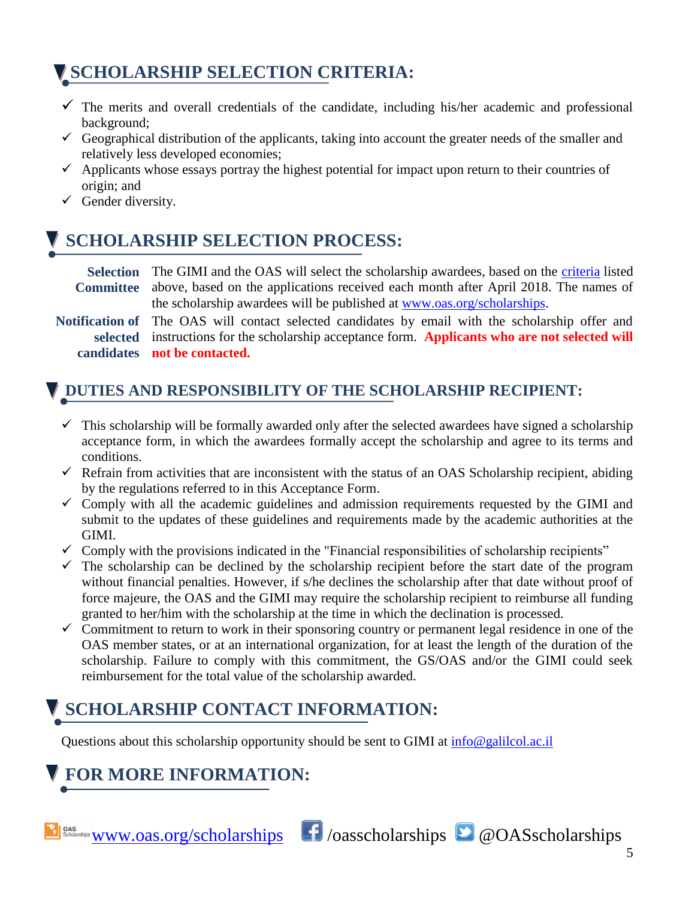## SCHOLARSHIP SELECTION CRITERIA:

- ✓ The merits and overall credentials of the candidate, including his/her academic and professional background;
- ✓ Geographical distribution of the applicants, taking into account the greater needs of the smaller and relatively less developed economies;
- ✓ Applicants whose essays portray the highest potential for impact upon return to their countries of origin; and
- ✓ Gender diversity.

## SCHOLARSHIP SELECTION PROCESS:

**Selection Committee** The GIMI and the OAS will select the scholarship awardees, based on the criteria listed above, based on the applications received each month after April 2018. The names of the scholarship awardees will be published at www.oas.org/scholarships.

**Notification of selected candidates** The OAS will contact selected candidates by email with the scholarship offer and instructions for the scholarship acceptance form. **Applicants who are not selected will not be contacted.**

## DUTIES AND RESPONSIBILITY OF THE SCHOLARSHIP RECIPIENT:

- ✓ This scholarship will be formally awarded only after the selected awardees have signed a scholarship acceptance form, in which the awardees formally accept the scholarship and agree to its terms and conditions.
- ✓ Refrain from activities that are inconsistent with the status of an OAS Scholarship recipient, abiding by the regulations referred to in this Acceptance Form.
- ✓ Comply with all the academic guidelines and admission requirements requested by the GIMI and submit to the updates of these guidelines and requirements made by the academic authorities at the GIMI.
- ✓ Comply with the provisions indicated in the "Financial responsibilities of scholarship recipients"
- ✓ The scholarship can be declined by the scholarship recipient before the start date of the program without financial penalties. However, if s/he declines the scholarship after that date without proof of force majeure, the OAS and the GIMI may require the scholarship recipient to reimburse all funding granted to her/him with the scholarship at the time in which the declination is processed.
- ✓ Commitment to return to work in their sponsoring country or permanent legal residence in one of the OAS member states, or at an international organization, for at least the length of the duration of the scholarship. Failure to comply with this commitment, the GS/OAS and/or the GIMI could seek reimbursement for the total value of the scholarship awarded.

## SCHOLARSHIP CONTACT INFORMATION:

Questions about this scholarship opportunity should be sent to GIMI at info@galilcol.ac.il

## FOR MORE INFORMATION:

www.oas.org/scholarships /oasscholarships @OASscholarships